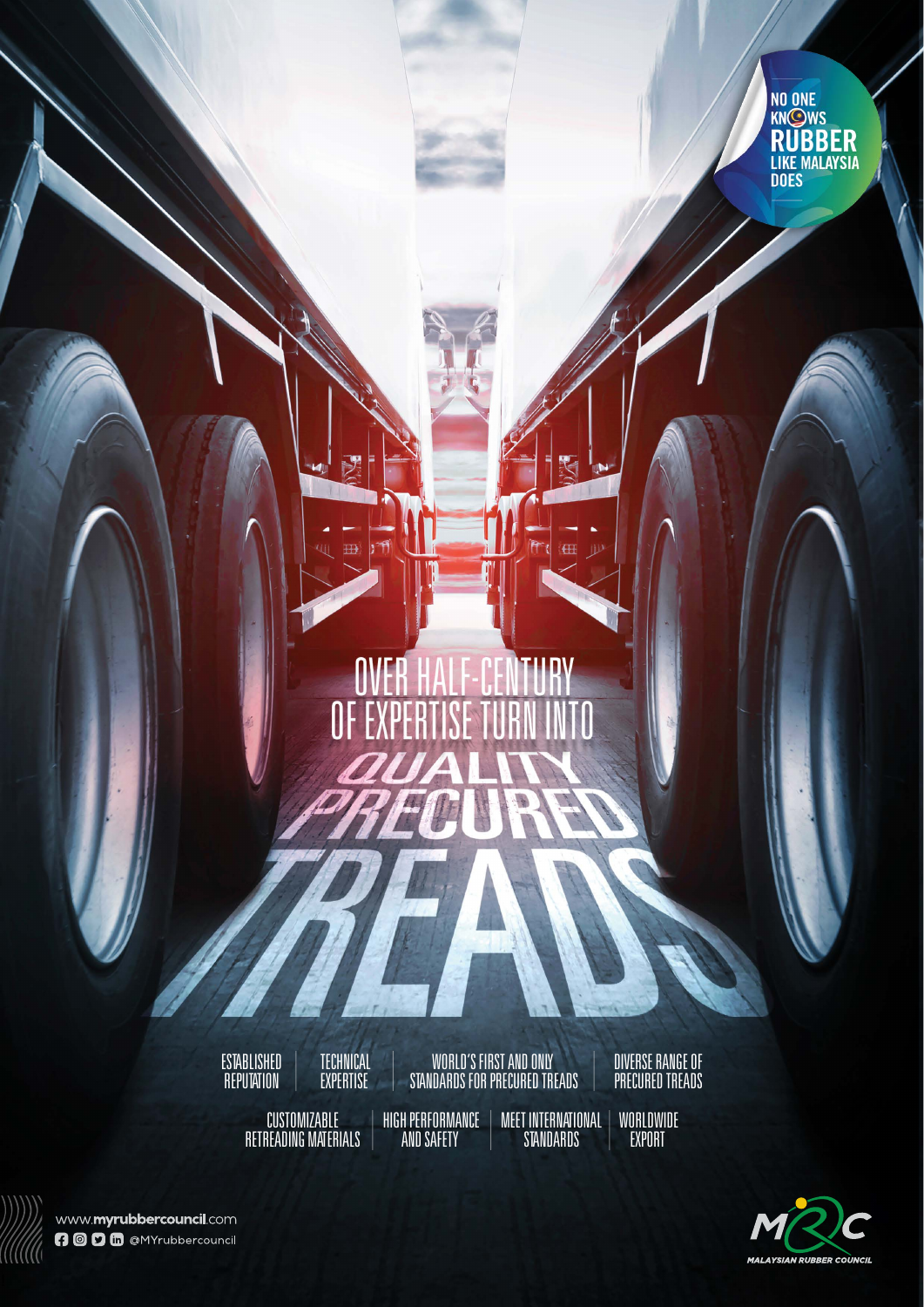NO ONE KNOWS RUBBER LIKE MALAYSIA DOES

# OVER HALF-CENTURY OF EXPERTISE TURN INTO QUALITY PRECURED TREADS

- ESTABLISHED REPUTATION
- TECHNICAL EXPERTISE
- WORLD'S FIRST AND ONLY STANDARDS FOR PRECURED TREADS
- DIVERSE RANGE OF PRECURED TREADS
- CUSTOMIZABLE RETREADING MATERIALS
- HIGH PERFORMANCE AND SAFETY
- MEET INTERNATIONAL STANDARDS
- WORLDWIDE EXPORT

www.myrubbercouncil.com

@MYrubbercouncil

MALAYSIAN RUBBER COUNCIL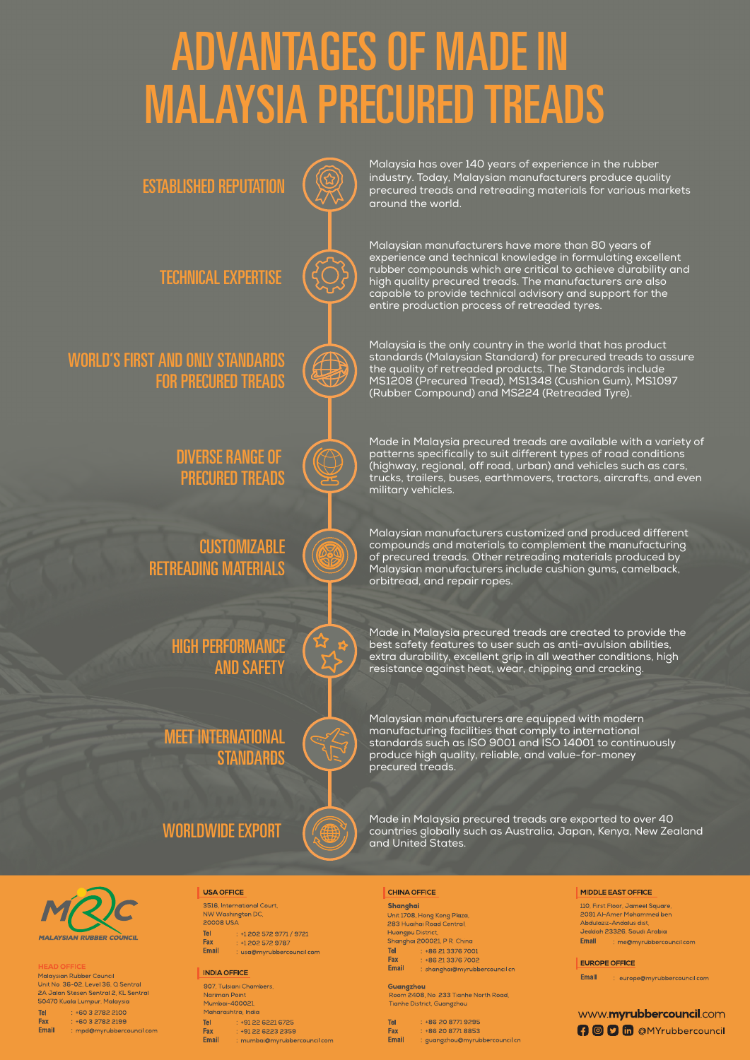# ADVANTAGES OF MADE IN MALAYSIA PRECURED TREADS

## ESTABLISHED REPUTATION

Malaysia has over 140 years of experience in the rubber industry. Today, Malaysian manufacturers produce quality precured treads and retreading materials for various markets around the world.

## TECHNICAL EXPERTISE

Malaysian manufacturers have more than 80 years of experience and technical knowledge in formulating excellent rubber compounds which are critical to achieve durability and high quality precured treads. The manufacturers are also capable to provide technical advisory and support for the entire production process of retreaded tyres.

## WORLD'S FIRST AND ONLY STANDARDS FOR PRECURED TREADS

Malaysia is the only country in the world that has product standards (Malaysian Standard) for precured treads to assure the quality of retreaded products. The Standards include MS1208 (Precured Tread), MS1348 (Cushion Gum), MS1097 (Rubber Compound) and MS224 (Retreaded Tyre).

## DIVERSE RANGE OF PRECURED TREADS

Made in Malaysia precured treads are available with a variety of patterns specifically to suit different types of road conditions (highway, regional, off road, urban) and vehicles such as cars, trucks, trailers, buses, earthmovers, tractors, aircrafts, and even military vehicles.

## CUSTOMIZABLE RETREADING MATERIALS

Malaysian manufacturers customized and produced different compounds and materials to complement the manufacturing of precured treads. Other retreading materials produced by Malaysian manufacturers include cushion gums, camelback, orbitread, and repair ropes.

## HIGH PERFORMANCE AND SAFETY

Made in Malaysia precured treads are created to provide the best safety features to user such as anti-avulsion abilities, extra durability, excellent grip in all weather conditions, high resistance against heat, wear, chipping and cracking.

## MEET INTERNATIONAL STANDARDS

Malaysian manufacturers are equipped with modern manufacturing facilities that comply to international standards such as ISO 9001 and ISO 14001 to continuously produce high quality, reliable, and value-for-money precured treads.

## WORLDWIDE EXPORT

Made in Malaysia precured treads are exported to over 40 countries globally such as Australia, Japan, Kenya, New Zealand and United States.

---

MALAYSIAN RUBBER COUNCIL

**HEAD OFFICE**
Malaysian Rubber Council
Unit No. 36-02, Level 36, Q Sentral
2A Jalan Stesen Sentral 2, KL Sentral
50470 Kuala Lumpur, Malaysia
Tel : +60 3 2782 2100
Fax : +60 3 2782 2199
Email : mpd@myrubbercouncil.com

**USA OFFICE**
3516, International Court,
NW Washington DC,
20008 USA
Tel : +1 202 572 9771 / 9721
Fax : +1 202 572 9787
Email : usa@myrubbercouncil.com

**INDIA OFFICE**
907, Tulsiani Chambers,
Nariman Point
Mumbai-400021,
Maharashtra, India
Tel : +91 22 6221 6725
Fax : +91 22 6223 2359
Email : mumbai@myrubbercouncil.com

**CHINA OFFICE**

**Shanghai**
Unit 1708, Hong Kong Plaza,
283 Huaihai Road Central,
Huangpu District,
Shanghai 200021, P.R. China
Tel : +86 21 3376 7001
Fax : +86 21 3376 7002
Email : shanghai@myrubbercouncil.cn

**Guangzhou**
Room 2408, No. 233 Tianhe North Road,
Tianhe District, Guangzhou
Tel : +86 20 8771 9295
Fax : +86 20 8771 8853
Email : guangzhou@myrubbercouncil.cn

**MIDDLE EAST OFFICE**
110, First Floor, Jameel Square,
2091 Al-Amer Mohammed ben
Abdulaziz-Andalus dist,
Jeddah 23326, Saudi Arabia
Email : me@myrubbercouncil.com

**EUROPE OFFICE**
Email : europe@myrubbercouncil.com

www.myrubbercouncil.com
@MYrubbercouncil